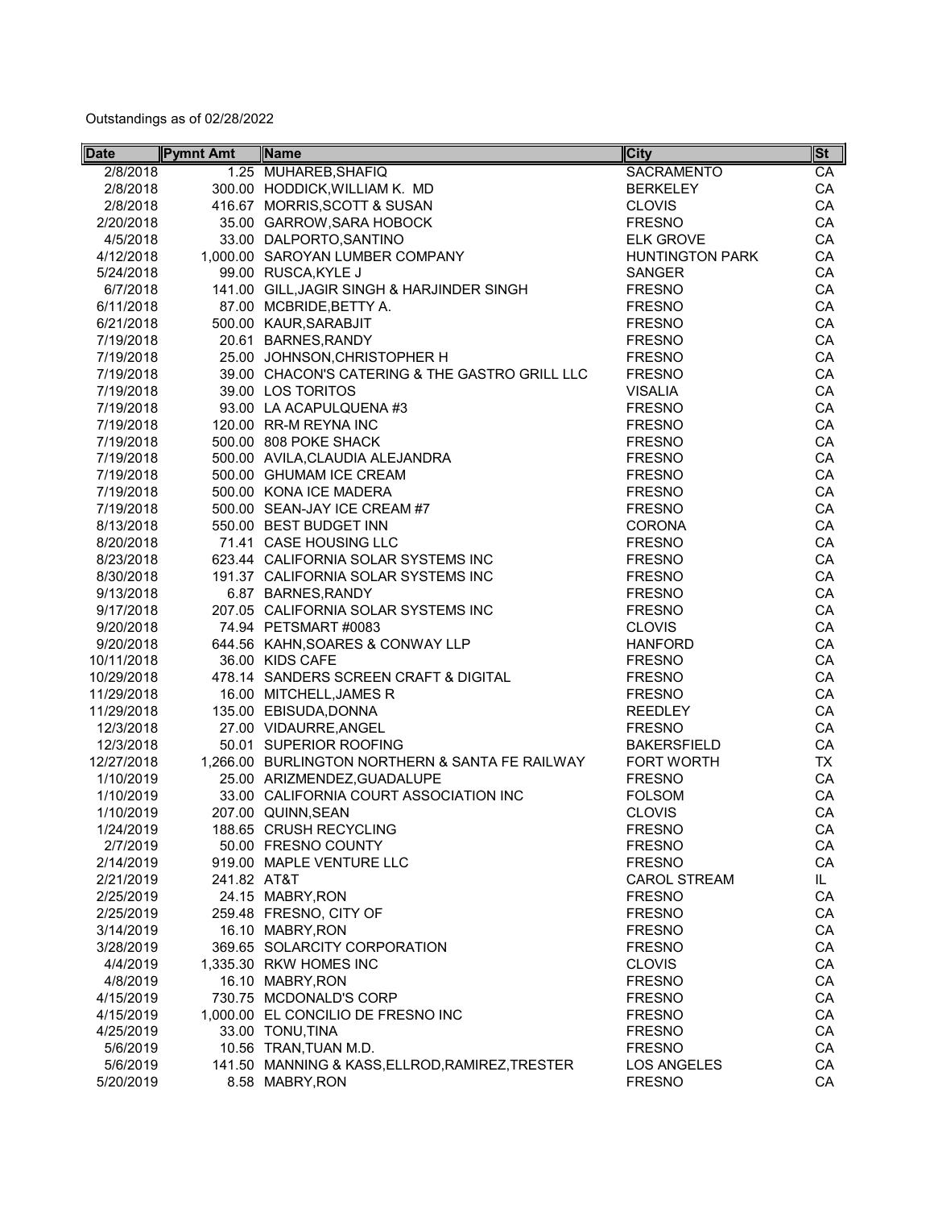Outstandings as of 02/28/2022

| Date | Pymnt Amt | Name | City | St |
|---|---|---|---|---|
| 2/8/2018 | 1.25 | MUHAREB,SHAFIQ | SACRAMENTO | CA |
| 2/8/2018 | 300.00 | HODDICK,WILLIAM K. MD | BERKELEY | CA |
| 2/8/2018 | 416.67 | MORRIS,SCOTT & SUSAN | CLOVIS | CA |
| 2/20/2018 | 35.00 | GARROW,SARA HOBOCK | FRESNO | CA |
| 4/5/2018 | 33.00 | DALPORTO,SANTINO | ELK GROVE | CA |
| 4/12/2018 | 1,000.00 | SAROYAN LUMBER COMPANY | HUNTINGTON PARK | CA |
| 5/24/2018 | 99.00 | RUSCA,KYLE J | SANGER | CA |
| 6/7/2018 | 141.00 | GILL,JAGIR SINGH & HARJINDER SINGH | FRESNO | CA |
| 6/11/2018 | 87.00 | MCBRIDE,BETTY A. | FRESNO | CA |
| 6/21/2018 | 500.00 | KAUR,SARABJIT | FRESNO | CA |
| 7/19/2018 | 20.61 | BARNES,RANDY | FRESNO | CA |
| 7/19/2018 | 25.00 | JOHNSON,CHRISTOPHER H | FRESNO | CA |
| 7/19/2018 | 39.00 | CHACON'S CATERING & THE GASTRO GRILL LLC | FRESNO | CA |
| 7/19/2018 | 39.00 | LOS TORITOS | VISALIA | CA |
| 7/19/2018 | 93.00 | LA ACAPULQUENA #3 | FRESNO | CA |
| 7/19/2018 | 120.00 | RR-M REYNA INC | FRESNO | CA |
| 7/19/2018 | 500.00 | 808 POKE SHACK | FRESNO | CA |
| 7/19/2018 | 500.00 | AVILA,CLAUDIA ALEJANDRA | FRESNO | CA |
| 7/19/2018 | 500.00 | GHUMAM ICE CREAM | FRESNO | CA |
| 7/19/2018 | 500.00 | KONA ICE MADERA | FRESNO | CA |
| 7/19/2018 | 500.00 | SEAN-JAY ICE CREAM #7 | FRESNO | CA |
| 8/13/2018 | 550.00 | BEST BUDGET INN | CORONA | CA |
| 8/20/2018 | 71.41 | CASE HOUSING LLC | FRESNO | CA |
| 8/23/2018 | 623.44 | CALIFORNIA SOLAR SYSTEMS INC | FRESNO | CA |
| 8/30/2018 | 191.37 | CALIFORNIA SOLAR SYSTEMS INC | FRESNO | CA |
| 9/13/2018 | 6.87 | BARNES,RANDY | FRESNO | CA |
| 9/17/2018 | 207.05 | CALIFORNIA SOLAR SYSTEMS INC | FRESNO | CA |
| 9/20/2018 | 74.94 | PETSMART #0083 | CLOVIS | CA |
| 9/20/2018 | 644.56 | KAHN,SOARES & CONWAY LLP | HANFORD | CA |
| 10/11/2018 | 36.00 | KIDS CAFE | FRESNO | CA |
| 10/29/2018 | 478.14 | SANDERS SCREEN CRAFT & DIGITAL | FRESNO | CA |
| 11/29/2018 | 16.00 | MITCHELL,JAMES R | FRESNO | CA |
| 11/29/2018 | 135.00 | EBISUDA,DONNA | REEDLEY | CA |
| 12/3/2018 | 27.00 | VIDAURRE,ANGEL | FRESNO | CA |
| 12/3/2018 | 50.01 | SUPERIOR ROOFING | BAKERSFIELD | CA |
| 12/27/2018 | 1,266.00 | BURLINGTON NORTHERN & SANTA FE RAILWAY | FORT WORTH | TX |
| 1/10/2019 | 25.00 | ARIZMENDEZ,GUADALUPE | FRESNO | CA |
| 1/10/2019 | 33.00 | CALIFORNIA COURT ASSOCIATION INC | FOLSOM | CA |
| 1/10/2019 | 207.00 | QUINN,SEAN | CLOVIS | CA |
| 1/24/2019 | 188.65 | CRUSH RECYCLING | FRESNO | CA |
| 2/7/2019 | 50.00 | FRESNO COUNTY | FRESNO | CA |
| 2/14/2019 | 919.00 | MAPLE VENTURE LLC | FRESNO | CA |
| 2/21/2019 | 241.82 | AT&T | CAROL STREAM | IL |
| 2/25/2019 | 24.15 | MABRY,RON | FRESNO | CA |
| 2/25/2019 | 259.48 | FRESNO, CITY OF | FRESNO | CA |
| 3/14/2019 | 16.10 | MABRY,RON | FRESNO | CA |
| 3/28/2019 | 369.65 | SOLARCITY CORPORATION | FRESNO | CA |
| 4/4/2019 | 1,335.30 | RKW HOMES INC | CLOVIS | CA |
| 4/8/2019 | 16.10 | MABRY,RON | FRESNO | CA |
| 4/15/2019 | 730.75 | MCDONALD'S CORP | FRESNO | CA |
| 4/15/2019 | 1,000.00 | EL CONCILIO DE FRESNO INC | FRESNO | CA |
| 4/25/2019 | 33.00 | TONU,TINA | FRESNO | CA |
| 5/6/2019 | 10.56 | TRAN,TUAN M.D. | FRESNO | CA |
| 5/6/2019 | 141.50 | MANNING & KASS,ELLROD,RAMIREZ,TRESTER | LOS ANGELES | CA |
| 5/20/2019 | 8.58 | MABRY,RON | FRESNO | CA |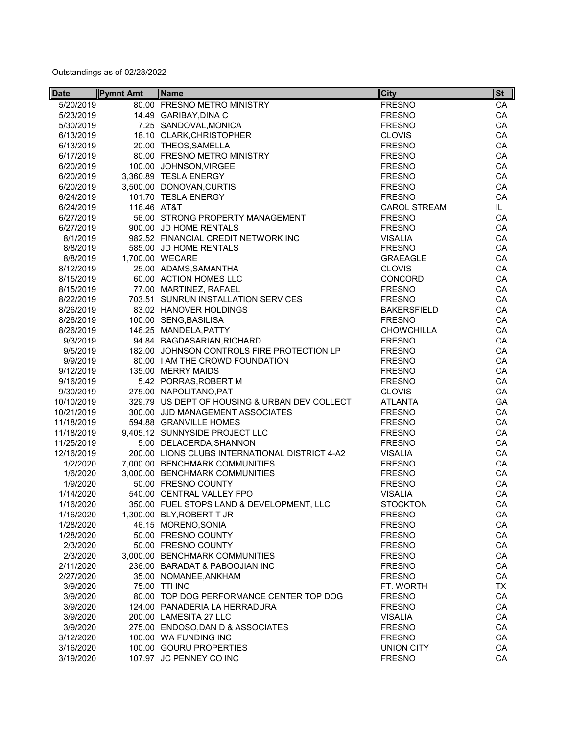Outstandings as of 02/28/2022

| Date | Pymnt Amt | Name | City | St |
|---|---|---|---|---|
| 5/20/2019 | 80.00 | FRESNO METRO MINISTRY | FRESNO | CA |
| 5/23/2019 | 14.49 | GARIBAY,DINA C | FRESNO | CA |
| 5/30/2019 | 7.25 | SANDOVAL,MONICA | FRESNO | CA |
| 6/13/2019 | 18.10 | CLARK,CHRISTOPHER | CLOVIS | CA |
| 6/13/2019 | 20.00 | THEOS,SAMELLA | FRESNO | CA |
| 6/17/2019 | 80.00 | FRESNO METRO MINISTRY | FRESNO | CA |
| 6/20/2019 | 100.00 | JOHNSON,VIRGEE | FRESNO | CA |
| 6/20/2019 | 3,360.89 | TESLA ENERGY | FRESNO | CA |
| 6/20/2019 | 3,500.00 | DONOVAN,CURTIS | FRESNO | CA |
| 6/24/2019 | 101.70 | TESLA ENERGY | FRESNO | CA |
| 6/24/2019 | 116.46 | AT&T | CAROL STREAM | IL |
| 6/27/2019 | 56.00 | STRONG PROPERTY MANAGEMENT | FRESNO | CA |
| 6/27/2019 | 900.00 | JD HOME RENTALS | FRESNO | CA |
| 8/1/2019 | 982.52 | FINANCIAL CREDIT NETWORK INC | VISALIA | CA |
| 8/8/2019 | 585.00 | JD HOME RENTALS | FRESNO | CA |
| 8/8/2019 | 1,700.00 | WECARE | GRAEAGLE | CA |
| 8/12/2019 | 25.00 | ADAMS,SAMANTHA | CLOVIS | CA |
| 8/15/2019 | 60.00 | ACTION HOMES LLC | CONCORD | CA |
| 8/15/2019 | 77.00 | MARTINEZ, RAFAEL | FRESNO | CA |
| 8/22/2019 | 703.51 | SUNRUN INSTALLATION SERVICES | FRESNO | CA |
| 8/26/2019 | 83.02 | HANOVER HOLDINGS | BAKERSFIELD | CA |
| 8/26/2019 | 100.00 | SENG,BASILISA | FRESNO | CA |
| 8/26/2019 | 146.25 | MANDELA,PATTY | CHOWCHILLA | CA |
| 9/3/2019 | 94.84 | BAGDASARIAN,RICHARD | FRESNO | CA |
| 9/5/2019 | 182.00 | JOHNSON CONTROLS FIRE PROTECTION LP | FRESNO | CA |
| 9/9/2019 | 80.00 | I AM THE CROWD FOUNDATION | FRESNO | CA |
| 9/12/2019 | 135.00 | MERRY MAIDS | FRESNO | CA |
| 9/16/2019 | 5.42 | PORRAS,ROBERT M | FRESNO | CA |
| 9/30/2019 | 275.00 | NAPOLITANO,PAT | CLOVIS | CA |
| 10/10/2019 | 329.79 | US DEPT OF HOUSING & URBAN DEV COLLECT | ATLANTA | GA |
| 10/21/2019 | 300.00 | JJD MANAGEMENT ASSOCIATES | FRESNO | CA |
| 11/18/2019 | 594.88 | GRANVILLE HOMES | FRESNO | CA |
| 11/18/2019 | 9,405.12 | SUNNYSIDE PROJECT LLC | FRESNO | CA |
| 11/25/2019 | 5.00 | DELACERDA,SHANNON | FRESNO | CA |
| 12/16/2019 | 200.00 | LIONS CLUBS INTERNATIONAL DISTRICT 4-A2 | VISALIA | CA |
| 1/2/2020 | 7,000.00 | BENCHMARK COMMUNITIES | FRESNO | CA |
| 1/6/2020 | 3,000.00 | BENCHMARK COMMUNITIES | FRESNO | CA |
| 1/9/2020 | 50.00 | FRESNO COUNTY | FRESNO | CA |
| 1/14/2020 | 540.00 | CENTRAL VALLEY FPO | VISALIA | CA |
| 1/16/2020 | 350.00 | FUEL STOPS LAND & DEVELOPMENT, LLC | STOCKTON | CA |
| 1/16/2020 | 1,300.00 | BLY,ROBERT T JR | FRESNO | CA |
| 1/28/2020 | 46.15 | MORENO,SONIA | FRESNO | CA |
| 1/28/2020 | 50.00 | FRESNO COUNTY | FRESNO | CA |
| 2/3/2020 | 50.00 | FRESNO COUNTY | FRESNO | CA |
| 2/3/2020 | 3,000.00 | BENCHMARK COMMUNITIES | FRESNO | CA |
| 2/11/2020 | 236.00 | BARADAT & PABOOJIAN INC | FRESNO | CA |
| 2/27/2020 | 35.00 | NOMANEE,ANKHAM | FRESNO | CA |
| 3/9/2020 | 75.00 | TTI INC | FT. WORTH | TX |
| 3/9/2020 | 80.00 | TOP DOG PERFORMANCE CENTER TOP DOG | FRESNO | CA |
| 3/9/2020 | 124.00 | PANADERIA LA HERRADURA | FRESNO | CA |
| 3/9/2020 | 200.00 | LAMESITA 27 LLC | VISALIA | CA |
| 3/9/2020 | 275.00 | ENDOSO,DAN D & ASSOCIATES | FRESNO | CA |
| 3/12/2020 | 100.00 | WA FUNDING INC | FRESNO | CA |
| 3/16/2020 | 100.00 | GOURU PROPERTIES | UNION CITY | CA |
| 3/19/2020 | 107.97 | JC PENNEY CO INC | FRESNO | CA |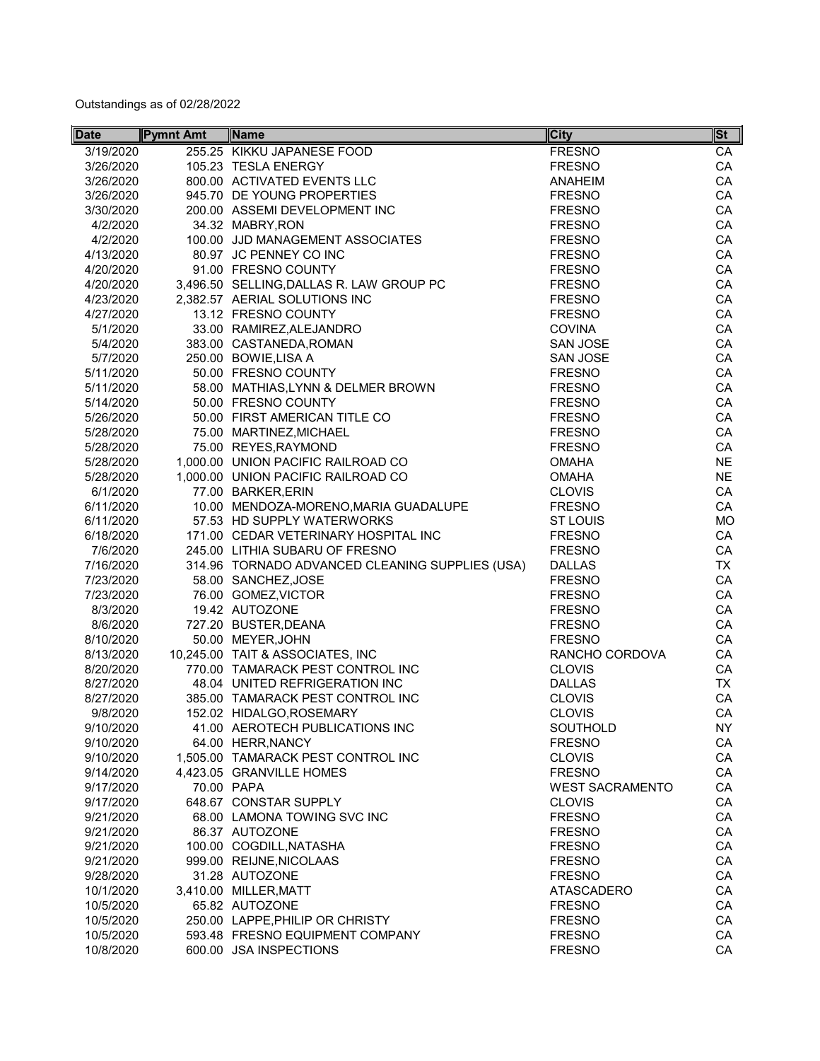Outstandings as of 02/28/2022

| Date | Pymnt Amt | Name | City | St |
|---|---|---|---|---|
| 3/19/2020 | 255.25 | KIKKU JAPANESE FOOD | FRESNO | CA |
| 3/26/2020 | 105.23 | TESLA ENERGY | FRESNO | CA |
| 3/26/2020 | 800.00 | ACTIVATED EVENTS LLC | ANAHEIM | CA |
| 3/26/2020 | 945.70 | DE YOUNG PROPERTIES | FRESNO | CA |
| 3/30/2020 | 200.00 | ASSEMI DEVELOPMENT INC | FRESNO | CA |
| 4/2/2020 | 34.32 | MABRY,RON | FRESNO | CA |
| 4/2/2020 | 100.00 | JJD MANAGEMENT ASSOCIATES | FRESNO | CA |
| 4/13/2020 | 80.97 | JC PENNEY CO INC | FRESNO | CA |
| 4/20/2020 | 91.00 | FRESNO COUNTY | FRESNO | CA |
| 4/20/2020 | 3,496.50 | SELLING,DALLAS R. LAW GROUP PC | FRESNO | CA |
| 4/23/2020 | 2,382.57 | AERIAL SOLUTIONS INC | FRESNO | CA |
| 4/27/2020 | 13.12 | FRESNO COUNTY | FRESNO | CA |
| 5/1/2020 | 33.00 | RAMIREZ,ALEJANDRO | COVINA | CA |
| 5/4/2020 | 383.00 | CASTANEDA,ROMAN | SAN JOSE | CA |
| 5/7/2020 | 250.00 | BOWIE,LISA A | SAN JOSE | CA |
| 5/11/2020 | 50.00 | FRESNO COUNTY | FRESNO | CA |
| 5/11/2020 | 58.00 | MATHIAS,LYNN & DELMER BROWN | FRESNO | CA |
| 5/14/2020 | 50.00 | FRESNO COUNTY | FRESNO | CA |
| 5/26/2020 | 50.00 | FIRST AMERICAN TITLE CO | FRESNO | CA |
| 5/28/2020 | 75.00 | MARTINEZ,MICHAEL | FRESNO | CA |
| 5/28/2020 | 75.00 | REYES,RAYMOND | FRESNO | CA |
| 5/28/2020 | 1,000.00 | UNION PACIFIC RAILROAD CO | OMAHA | NE |
| 5/28/2020 | 1,000.00 | UNION PACIFIC RAILROAD CO | OMAHA | NE |
| 6/1/2020 | 77.00 | BARKER,ERIN | CLOVIS | CA |
| 6/11/2020 | 10.00 | MENDOZA-MORENO,MARIA GUADALUPE | FRESNO | CA |
| 6/11/2020 | 57.53 | HD SUPPLY WATERWORKS | ST LOUIS | MO |
| 6/18/2020 | 171.00 | CEDAR VETERINARY HOSPITAL INC | FRESNO | CA |
| 7/6/2020 | 245.00 | LITHIA SUBARU OF FRESNO | FRESNO | CA |
| 7/16/2020 | 314.96 | TORNADO ADVANCED CLEANING SUPPLIES (USA) | DALLAS | TX |
| 7/23/2020 | 58.00 | SANCHEZ,JOSE | FRESNO | CA |
| 7/23/2020 | 76.00 | GOMEZ,VICTOR | FRESNO | CA |
| 8/3/2020 | 19.42 | AUTOZONE | FRESNO | CA |
| 8/6/2020 | 727.20 | BUSTER,DEANA | FRESNO | CA |
| 8/10/2020 | 50.00 | MEYER,JOHN | FRESNO | CA |
| 8/13/2020 | 10,245.00 | TAIT & ASSOCIATES, INC | RANCHO CORDOVA | CA |
| 8/20/2020 | 770.00 | TAMARACK PEST CONTROL INC | CLOVIS | CA |
| 8/27/2020 | 48.04 | UNITED REFRIGERATION INC | DALLAS | TX |
| 8/27/2020 | 385.00 | TAMARACK PEST CONTROL INC | CLOVIS | CA |
| 9/8/2020 | 152.02 | HIDALGO,ROSEMARY | CLOVIS | CA |
| 9/10/2020 | 41.00 | AEROTECH PUBLICATIONS INC | SOUTHOLD | NY |
| 9/10/2020 | 64.00 | HERR,NANCY | FRESNO | CA |
| 9/10/2020 | 1,505.00 | TAMARACK PEST CONTROL INC | CLOVIS | CA |
| 9/14/2020 | 4,423.05 | GRANVILLE HOMES | FRESNO | CA |
| 9/17/2020 | 70.00 | PAPA | WEST SACRAMENTO | CA |
| 9/17/2020 | 648.67 | CONSTAR SUPPLY | CLOVIS | CA |
| 9/21/2020 | 68.00 | LAMONA TOWING SVC INC | FRESNO | CA |
| 9/21/2020 | 86.37 | AUTOZONE | FRESNO | CA |
| 9/21/2020 | 100.00 | COGDILL,NATASHA | FRESNO | CA |
| 9/21/2020 | 999.00 | REIJNE,NICOLAAS | FRESNO | CA |
| 9/28/2020 | 31.28 | AUTOZONE | FRESNO | CA |
| 10/1/2020 | 3,410.00 | MILLER,MATT | ATASCADERO | CA |
| 10/5/2020 | 65.82 | AUTOZONE | FRESNO | CA |
| 10/5/2020 | 250.00 | LAPPE,PHILIP OR CHRISTY | FRESNO | CA |
| 10/5/2020 | 593.48 | FRESNO EQUIPMENT COMPANY | FRESNO | CA |
| 10/8/2020 | 600.00 | JSA INSPECTIONS | FRESNO | CA |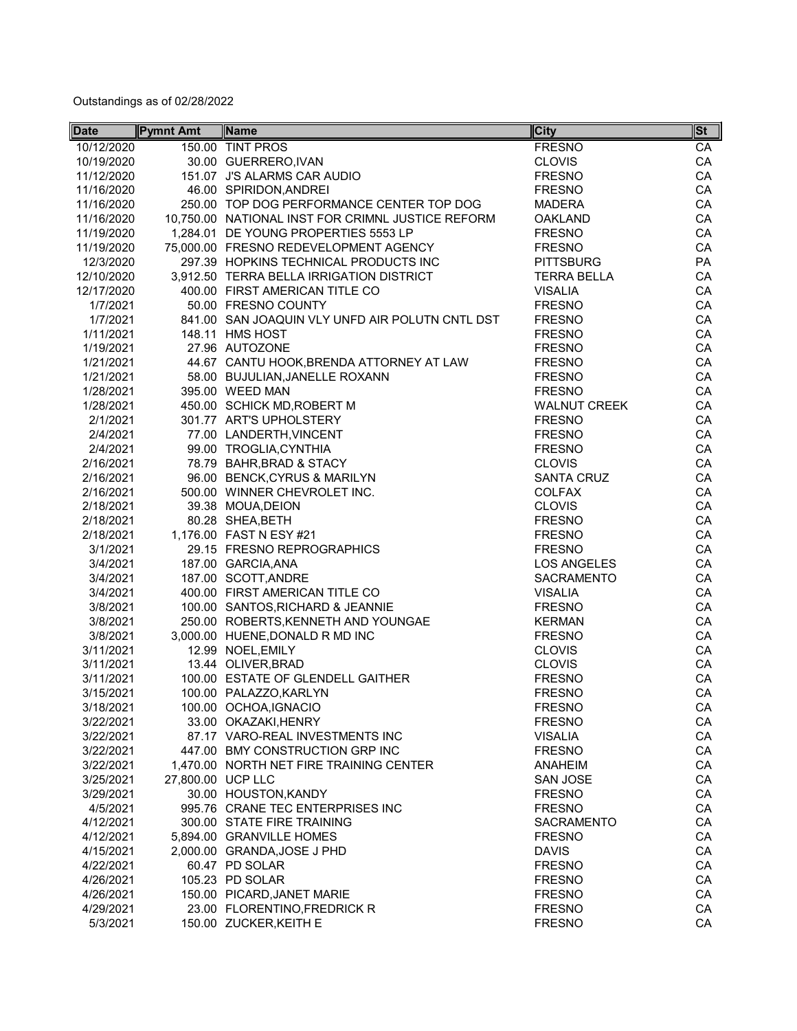Outstandings as of 02/28/2022

| Date | Pymnt Amt | Name | City | St |
|---|---|---|---|---|
| 10/12/2020 | 150.00 | TINT PROS | FRESNO | CA |
| 10/19/2020 | 30.00 | GUERRERO,IVAN | CLOVIS | CA |
| 11/12/2020 | 151.07 | J'S ALARMS CAR AUDIO | FRESNO | CA |
| 11/16/2020 | 46.00 | SPIRIDON,ANDREI | FRESNO | CA |
| 11/16/2020 | 250.00 | TOP DOG PERFORMANCE CENTER TOP DOG | MADERA | CA |
| 11/16/2020 | 10,750.00 | NATIONAL INST FOR CRIMNL JUSTICE REFORM | OAKLAND | CA |
| 11/19/2020 | 1,284.01 | DE YOUNG PROPERTIES 5553 LP | FRESNO | CA |
| 11/19/2020 | 75,000.00 | FRESNO REDEVELOPMENT AGENCY | FRESNO | CA |
| 12/3/2020 | 297.39 | HOPKINS TECHNICAL PRODUCTS INC | PITTSBURG | PA |
| 12/10/2020 | 3,912.50 | TERRA BELLA IRRIGATION DISTRICT | TERRA BELLA | CA |
| 12/17/2020 | 400.00 | FIRST AMERICAN TITLE CO | VISALIA | CA |
| 1/7/2021 | 50.00 | FRESNO COUNTY | FRESNO | CA |
| 1/7/2021 | 841.00 | SAN JOAQUIN VLY UNFD AIR POLUTN CNTL DST | FRESNO | CA |
| 1/11/2021 | 148.11 | HMS HOST | FRESNO | CA |
| 1/19/2021 | 27.96 | AUTOZONE | FRESNO | CA |
| 1/21/2021 | 44.67 | CANTU HOOK,BRENDA ATTORNEY AT LAW | FRESNO | CA |
| 1/21/2021 | 58.00 | BUJULIAN,JANELLE ROXANN | FRESNO | CA |
| 1/28/2021 | 395.00 | WEED MAN | FRESNO | CA |
| 1/28/2021 | 450.00 | SCHICK MD,ROBERT M | WALNUT CREEK | CA |
| 2/1/2021 | 301.77 | ART'S UPHOLSTERY | FRESNO | CA |
| 2/4/2021 | 77.00 | LANDERTH,VINCENT | FRESNO | CA |
| 2/4/2021 | 99.00 | TROGLIA,CYNTHIA | FRESNO | CA |
| 2/16/2021 | 78.79 | BAHR,BRAD & STACY | CLOVIS | CA |
| 2/16/2021 | 96.00 | BENCK,CYRUS & MARILYN | SANTA CRUZ | CA |
| 2/16/2021 | 500.00 | WINNER CHEVROLET INC. | COLFAX | CA |
| 2/18/2021 | 39.38 | MOUA,DEION | CLOVIS | CA |
| 2/18/2021 | 80.28 | SHEA,BETH | FRESNO | CA |
| 2/18/2021 | 1,176.00 | FAST N ESY #21 | FRESNO | CA |
| 3/1/2021 | 29.15 | FRESNO REPROGRAPHICS | FRESNO | CA |
| 3/4/2021 | 187.00 | GARCIA,ANA | LOS ANGELES | CA |
| 3/4/2021 | 187.00 | SCOTT,ANDRE | SACRAMENTO | CA |
| 3/4/2021 | 400.00 | FIRST AMERICAN TITLE CO | VISALIA | CA |
| 3/8/2021 | 100.00 | SANTOS,RICHARD & JEANNIE | FRESNO | CA |
| 3/8/2021 | 250.00 | ROBERTS,KENNETH AND YOUNGAE | KERMAN | CA |
| 3/8/2021 | 3,000.00 | HUENE,DONALD R MD INC | FRESNO | CA |
| 3/11/2021 | 12.99 | NOEL,EMILY | CLOVIS | CA |
| 3/11/2021 | 13.44 | OLIVER,BRAD | CLOVIS | CA |
| 3/11/2021 | 100.00 | ESTATE OF GLENDELL GAITHER | FRESNO | CA |
| 3/15/2021 | 100.00 | PALAZZO,KARLYN | FRESNO | CA |
| 3/18/2021 | 100.00 | OCHOA,IGNACIO | FRESNO | CA |
| 3/22/2021 | 33.00 | OKAZAKI,HENRY | FRESNO | CA |
| 3/22/2021 | 87.17 | VARO-REAL INVESTMENTS INC | VISALIA | CA |
| 3/22/2021 | 447.00 | BMY CONSTRUCTION GRP INC | FRESNO | CA |
| 3/22/2021 | 1,470.00 | NORTH NET FIRE TRAINING CENTER | ANAHEIM | CA |
| 3/25/2021 | 27,800.00 | UCP LLC | SAN JOSE | CA |
| 3/29/2021 | 30.00 | HOUSTON,KANDY | FRESNO | CA |
| 4/5/2021 | 995.76 | CRANE TEC ENTERPRISES INC | FRESNO | CA |
| 4/12/2021 | 300.00 | STATE FIRE TRAINING | SACRAMENTO | CA |
| 4/12/2021 | 5,894.00 | GRANVILLE HOMES | FRESNO | CA |
| 4/15/2021 | 2,000.00 | GRANDA,JOSE J PHD | DAVIS | CA |
| 4/22/2021 | 60.47 | PD SOLAR | FRESNO | CA |
| 4/26/2021 | 105.23 | PD SOLAR | FRESNO | CA |
| 4/26/2021 | 150.00 | PICARD,JANET MARIE | FRESNO | CA |
| 4/29/2021 | 23.00 | FLORENTINO,FREDRICK R | FRESNO | CA |
| 5/3/2021 | 150.00 | ZUCKER,KEITH E | FRESNO | CA |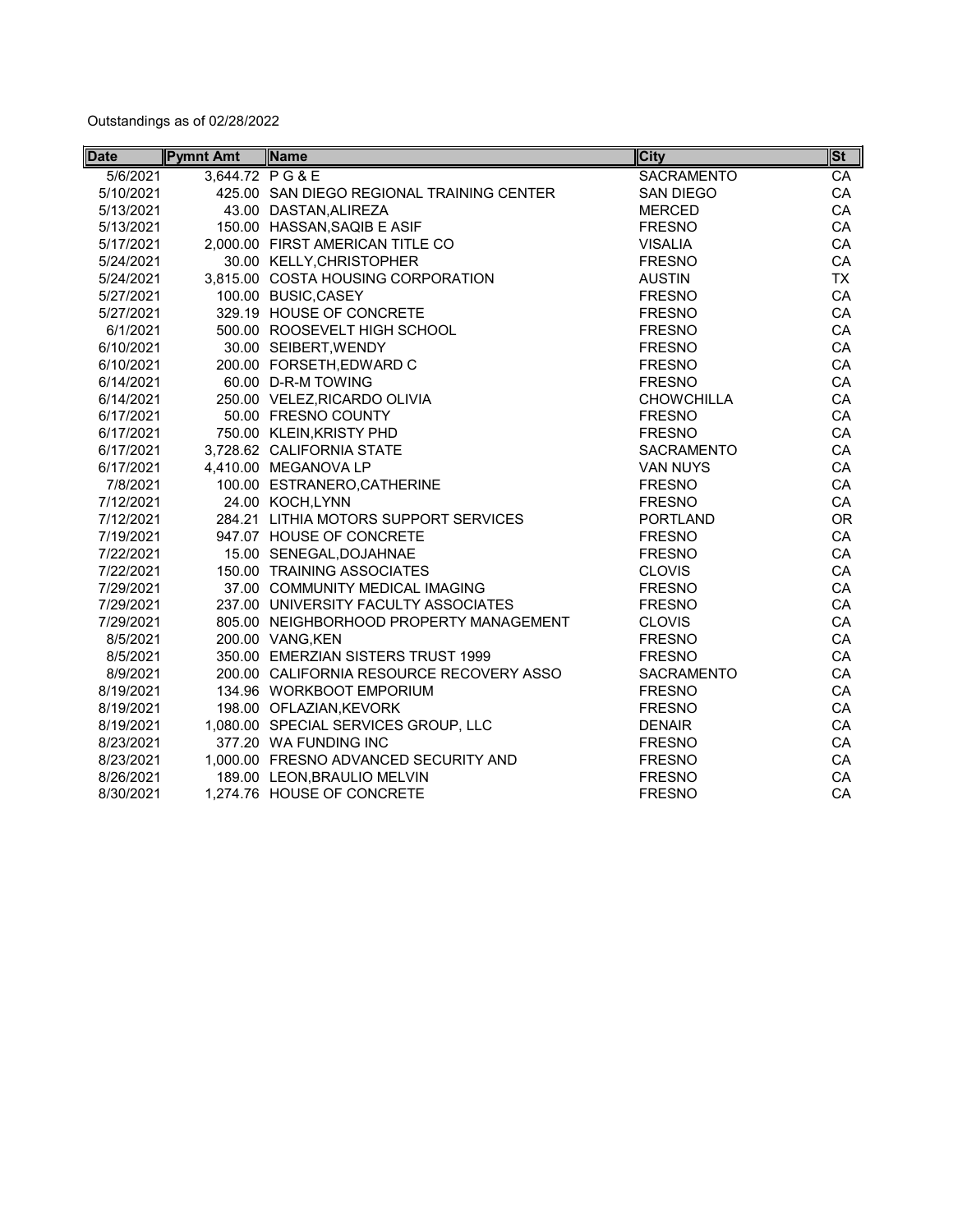Outstandings as of 02/28/2022

| Date | Pymnt Amt | Name | City | St |
|---|---|---|---|---|
| 5/6/2021 | 3,644.72 | P G & E | SACRAMENTO | CA |
| 5/10/2021 | 425.00 | SAN DIEGO REGIONAL TRAINING CENTER | SAN DIEGO | CA |
| 5/13/2021 | 43.00 | DASTAN,ALIREZA | MERCED | CA |
| 5/13/2021 | 150.00 | HASSAN,SAQIB E ASIF | FRESNO | CA |
| 5/17/2021 | 2,000.00 | FIRST AMERICAN TITLE CO | VISALIA | CA |
| 5/24/2021 | 30.00 | KELLY,CHRISTOPHER | FRESNO | CA |
| 5/24/2021 | 3,815.00 | COSTA HOUSING CORPORATION | AUSTIN | TX |
| 5/27/2021 | 100.00 | BUSIC,CASEY | FRESNO | CA |
| 5/27/2021 | 329.19 | HOUSE OF CONCRETE | FRESNO | CA |
| 6/1/2021 | 500.00 | ROOSEVELT HIGH SCHOOL | FRESNO | CA |
| 6/10/2021 | 30.00 | SEIBERT,WENDY | FRESNO | CA |
| 6/10/2021 | 200.00 | FORSETH,EDWARD C | FRESNO | CA |
| 6/14/2021 | 60.00 | D-R-M TOWING | FRESNO | CA |
| 6/14/2021 | 250.00 | VELEZ,RICARDO OLIVIA | CHOWCHILLA | CA |
| 6/17/2021 | 50.00 | FRESNO COUNTY | FRESNO | CA |
| 6/17/2021 | 750.00 | KLEIN,KRISTY PHD | FRESNO | CA |
| 6/17/2021 | 3,728.62 | CALIFORNIA STATE | SACRAMENTO | CA |
| 6/17/2021 | 4,410.00 | MEGANOVA LP | VAN NUYS | CA |
| 7/8/2021 | 100.00 | ESTRANERO,CATHERINE | FRESNO | CA |
| 7/12/2021 | 24.00 | KOCH,LYNN | FRESNO | CA |
| 7/12/2021 | 284.21 | LITHIA MOTORS SUPPORT SERVICES | PORTLAND | OR |
| 7/19/2021 | 947.07 | HOUSE OF CONCRETE | FRESNO | CA |
| 7/22/2021 | 15.00 | SENEGAL,DOJAHNAE | FRESNO | CA |
| 7/22/2021 | 150.00 | TRAINING ASSOCIATES | CLOVIS | CA |
| 7/29/2021 | 37.00 | COMMUNITY MEDICAL IMAGING | FRESNO | CA |
| 7/29/2021 | 237.00 | UNIVERSITY FACULTY ASSOCIATES | FRESNO | CA |
| 7/29/2021 | 805.00 | NEIGHBORHOOD PROPERTY MANAGEMENT | CLOVIS | CA |
| 8/5/2021 | 200.00 | VANG,KEN | FRESNO | CA |
| 8/5/2021 | 350.00 | EMERZIAN SISTERS TRUST 1999 | FRESNO | CA |
| 8/9/2021 | 200.00 | CALIFORNIA RESOURCE RECOVERY ASSO | SACRAMENTO | CA |
| 8/19/2021 | 134.96 | WORKBOOT EMPORIUM | FRESNO | CA |
| 8/19/2021 | 198.00 | OFLAZIAN,KEVORK | FRESNO | CA |
| 8/19/2021 | 1,080.00 | SPECIAL SERVICES GROUP, LLC | DENAIR | CA |
| 8/23/2021 | 377.20 | WA FUNDING INC | FRESNO | CA |
| 8/23/2021 | 1,000.00 | FRESNO ADVANCED SECURITY AND | FRESNO | CA |
| 8/26/2021 | 189.00 | LEON,BRAULIO MELVIN | FRESNO | CA |
| 8/30/2021 | 1,274.76 | HOUSE OF CONCRETE | FRESNO | CA |